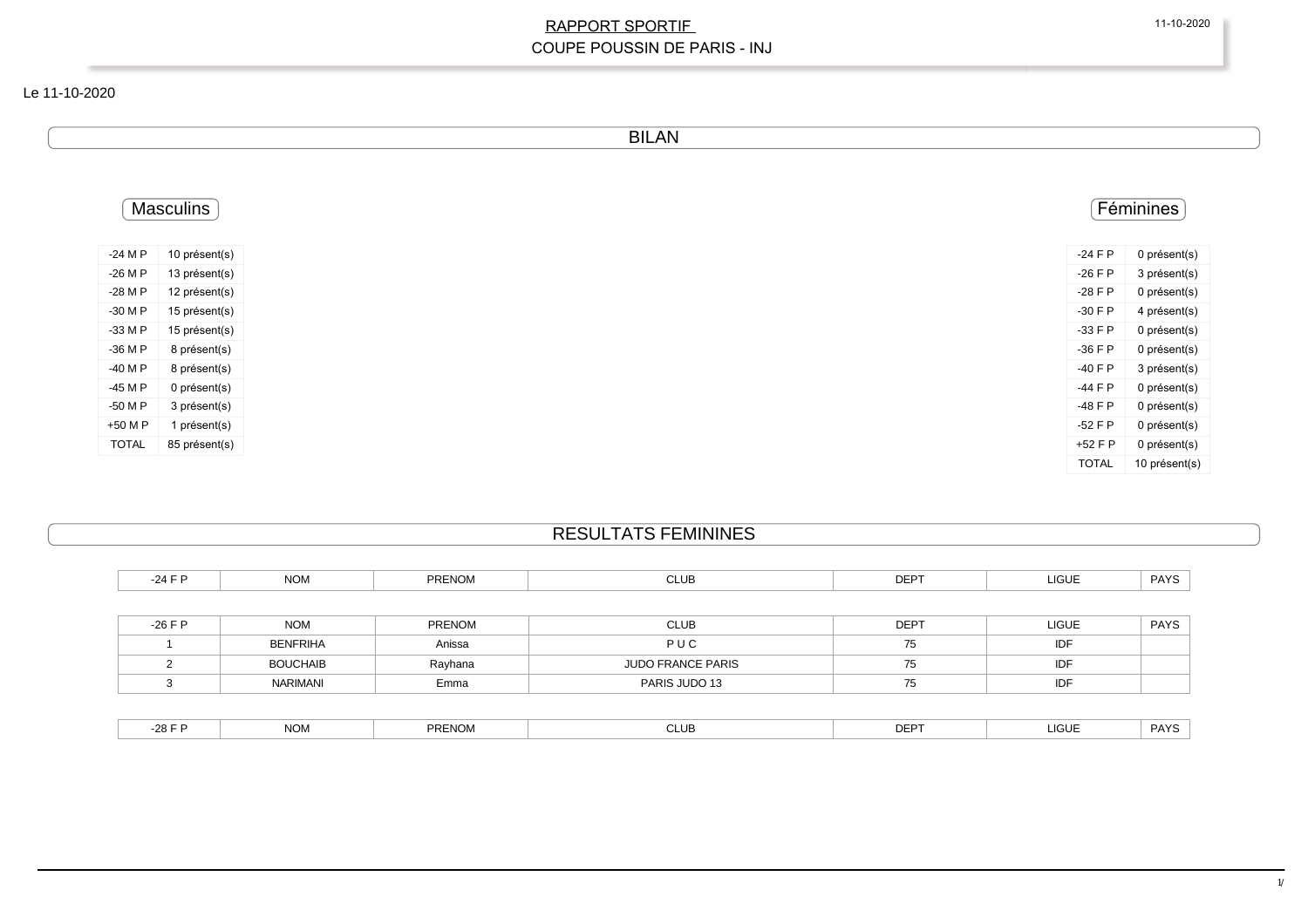# RAPPORT SPORTIF

## COUPE POUSSIN DE PARIS - INJ

Le 11-10-2020

## BILAN

### Masculins

| | |
|---|---|
| -24 M P | 10 présent(s) |
| -26 M P | 13 présent(s) |
| -28 M P | 12 présent(s) |
| -30 M P | 15 présent(s) |
| -33 M P | 15 présent(s) |
| -36 M P | 8 présent(s) |
| -40 M P | 8 présent(s) |
| -45 M P | 0 présent(s) |
| -50 M P | 3 présent(s) |
| +50 M P | 1 présent(s) |
| TOTAL | 85 présent(s) |

### Féminines

| | |
|---|---|
| -24 F P | 0 présent(s) |
| -26 F P | 3 présent(s) |
| -28 F P | 0 présent(s) |
| -30 F P | 4 présent(s) |
| -33 F P | 0 présent(s) |
| -36 F P | 0 présent(s) |
| -40 F P | 3 présent(s) |
| -44 F P | 0 présent(s) |
| -48 F P | 0 présent(s) |
| -52 F P | 0 présent(s) |
| +52 F P | 0 présent(s) |
| TOTAL | 10 présent(s) |

## RESULTATS FEMININES

| -24 F P | NOM | PRENOM | CLUB | DEPT | LIGUE | PAYS |
|---|---|---|---|---|---|---|

| -26 F P | NOM | PRENOM | CLUB | DEPT | LIGUE | PAYS |
|---|---|---|---|---|---|---|
| 1 | BENFRIHA | Anissa | P U C | 75 | IDF | |
| 2 | BOUCHAIB | Rayhana | JUDO FRANCE PARIS | 75 | IDF | |
| 3 | NARIMANI | Emma | PARIS JUDO 13 | 75 | IDF | |

| -28 F P | NOM | PRENOM | CLUB | DEPT | LIGUE | PAYS |
|---|---|---|---|---|---|---|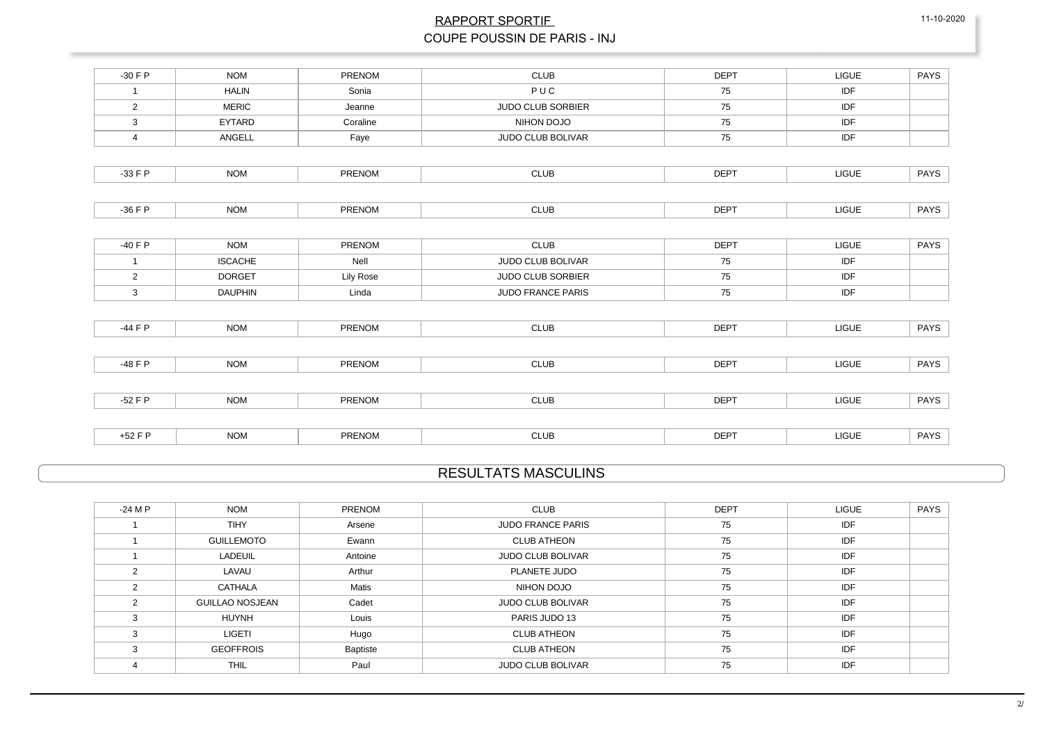RAPPORT SPORTIF

COUPE POUSSIN DE PARIS - INJ

| -30 F P | NOM | PRENOM | CLUB | DEPT | LIGUE | PAYS |
| --- | --- | --- | --- | --- | --- | --- |
| 1 | HALIN | Sonia | P U C | 75 | IDF | |
| 2 | MERIC | Jeanne | JUDO CLUB SORBIER | 75 | IDF | |
| 3 | EYTARD | Coraline | NIHON DOJO | 75 | IDF | |
| 4 | ANGELL | Faye | JUDO CLUB BOLIVAR | 75 | IDF | |

| -33 F P | NOM | PRENOM | CLUB | DEPT | LIGUE | PAYS |
| --- | --- | --- | --- | --- | --- | --- |

| -36 F P | NOM | PRENOM | CLUB | DEPT | LIGUE | PAYS |
| --- | --- | --- | --- | --- | --- | --- |

| -40 F P | NOM | PRENOM | CLUB | DEPT | LIGUE | PAYS |
| --- | --- | --- | --- | --- | --- | --- |
| 1 | ISCACHE | Nell | JUDO CLUB BOLIVAR | 75 | IDF | |
| 2 | DORGET | Lily Rose | JUDO CLUB SORBIER | 75 | IDF | |
| 3 | DAUPHIN | Linda | JUDO FRANCE PARIS | 75 | IDF | |

| -44 F P | NOM | PRENOM | CLUB | DEPT | LIGUE | PAYS |
| --- | --- | --- | --- | --- | --- | --- |

| -48 F P | NOM | PRENOM | CLUB | DEPT | LIGUE | PAYS |
| --- | --- | --- | --- | --- | --- | --- |

| -52 F P | NOM | PRENOM | CLUB | DEPT | LIGUE | PAYS |
| --- | --- | --- | --- | --- | --- | --- |

| +52 F P | NOM | PRENOM | CLUB | DEPT | LIGUE | PAYS |
| --- | --- | --- | --- | --- | --- | --- |

## RESULTATS MASCULINS

| -24 M P | NOM | PRENOM | CLUB | DEPT | LIGUE | PAYS |
| --- | --- | --- | --- | --- | --- | --- |
| 1 | TIHY | Arsene | JUDO FRANCE PARIS | 75 | IDF | |
| 1 | GUILLEMOTO | Ewann | CLUB ATHEON | 75 | IDF | |
| 1 | LADEUIL | Antoine | JUDO CLUB BOLIVAR | 75 | IDF | |
| 2 | LAVAU | Arthur | PLANETE JUDO | 75 | IDF | |
| 2 | CATHALA | Matis | NIHON DOJO | 75 | IDF | |
| 2 | GUILLAO NOSJEAN | Cadet | JUDO CLUB BOLIVAR | 75 | IDF | |
| 3 | HUYNH | Louis | PARIS JUDO 13 | 75 | IDF | |
| 3 | LIGETI | Hugo | CLUB ATHEON | 75 | IDF | |
| 3 | GEOFFROIS | Baptiste | CLUB ATHEON | 75 | IDF | |
| 4 | THIL | Paul | JUDO CLUB BOLIVAR | 75 | IDF | |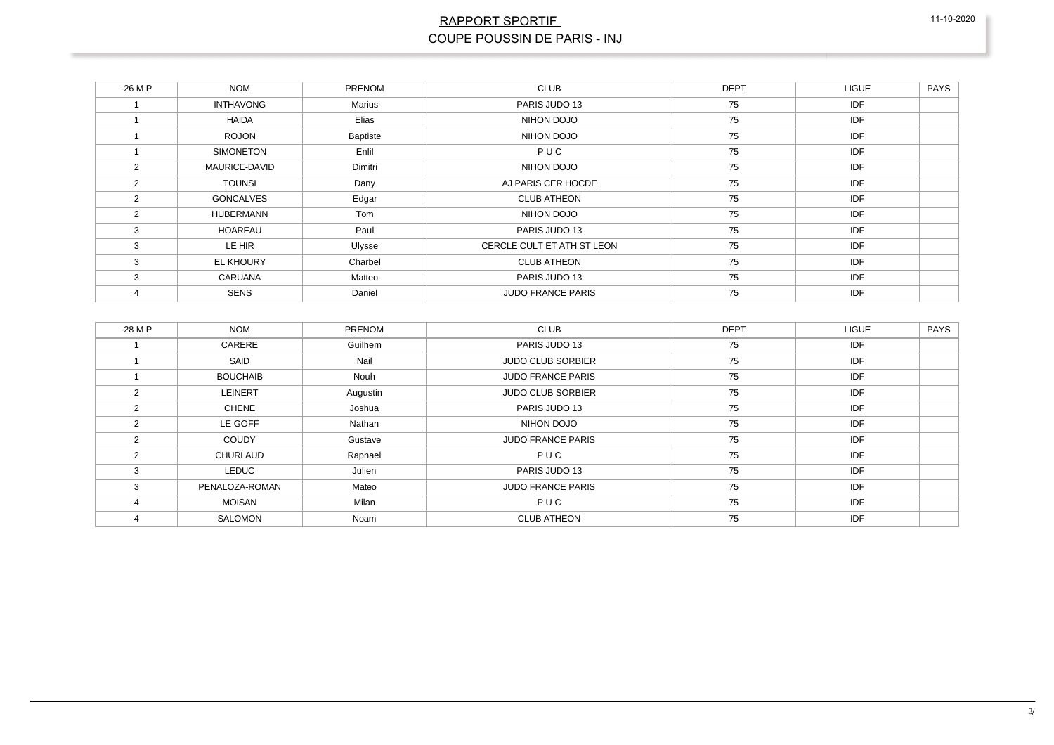# RAPPORT SPORTIF

## COUPE POUSSIN DE PARIS - INJ

| -26 M P | NOM | PRENOM | CLUB | DEPT | LIGUE | PAYS |
|---|---|---|---|---|---|---|
| 1 | INTHAVONG | Marius | PARIS JUDO 13 | 75 | IDF | |
| 1 | HAIDA | Elias | NIHON DOJO | 75 | IDF | |
| 1 | ROJON | Baptiste | NIHON DOJO | 75 | IDF | |
| 1 | SIMONETON | Enlil | P U C | 75 | IDF | |
| 2 | MAURICE-DAVID | Dimitri | NIHON DOJO | 75 | IDF | |
| 2 | TOUNSI | Dany | AJ PARIS CER HOCDE | 75 | IDF | |
| 2 | GONCALVES | Edgar | CLUB ATHEON | 75 | IDF | |
| 2 | HUBERMANN | Tom | NIHON DOJO | 75 | IDF | |
| 3 | HOAREAU | Paul | PARIS JUDO 13 | 75 | IDF | |
| 3 | LE HIR | Ulysse | CERCLE CULT ET ATH ST LEON | 75 | IDF | |
| 3 | EL KHOURY | Charbel | CLUB ATHEON | 75 | IDF | |
| 3 | CARUANA | Matteo | PARIS JUDO 13 | 75 | IDF | |
| 4 | SENS | Daniel | JUDO FRANCE PARIS | 75 | IDF | |

| -28 M P | NOM | PRENOM | CLUB | DEPT | LIGUE | PAYS |
|---|---|---|---|---|---|---|
| 1 | CARERE | Guilhem | PARIS JUDO 13 | 75 | IDF | |
| 1 | SAID | Nail | JUDO CLUB SORBIER | 75 | IDF | |
| 1 | BOUCHAIB | Nouh | JUDO FRANCE PARIS | 75 | IDF | |
| 2 | LEINERT | Augustin | JUDO CLUB SORBIER | 75 | IDF | |
| 2 | CHENE | Joshua | PARIS JUDO 13 | 75 | IDF | |
| 2 | LE GOFF | Nathan | NIHON DOJO | 75 | IDF | |
| 2 | COUDY | Gustave | JUDO FRANCE PARIS | 75 | IDF | |
| 2 | CHURLAUD | Raphael | P U C | 75 | IDF | |
| 3 | LEDUC | Julien | PARIS JUDO 13 | 75 | IDF | |
| 3 | PENALOZA-ROMAN | Mateo | JUDO FRANCE PARIS | 75 | IDF | |
| 4 | MOISAN | Milan | P U C | 75 | IDF | |
| 4 | SALOMON | Noam | CLUB ATHEON | 75 | IDF | |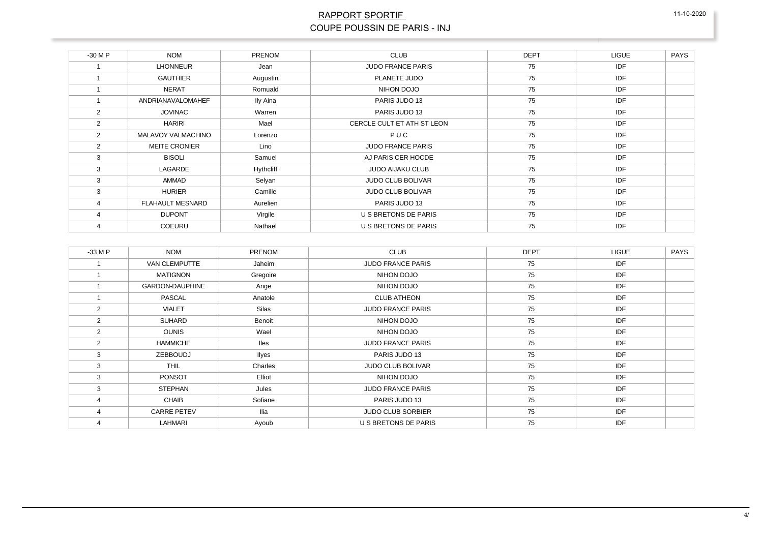# RAPPORT SPORTIF

## COUPE POUSSIN DE PARIS - INJ

| -30 M P | NOM | PRENOM | CLUB | DEPT | LIGUE | PAYS |
|---|---|---|---|---|---|---|
| 1 | LHONNEUR | Jean | JUDO FRANCE PARIS | 75 | IDF | |
| 1 | GAUTHIER | Augustin | PLANETE JUDO | 75 | IDF | |
| 1 | NERAT | Romuald | NIHON DOJO | 75 | IDF | |
| 1 | ANDRIANAVALOMAHEF | Ily Aina | PARIS JUDO 13 | 75 | IDF | |
| 2 | JOVINAC | Warren | PARIS JUDO 13 | 75 | IDF | |
| 2 | HARIRI | Mael | CERCLE CULT ET ATH ST LEON | 75 | IDF | |
| 2 | MALAVOY VALMACHINO | Lorenzo | P U C | 75 | IDF | |
| 2 | MEITE CRONIER | Lino | JUDO FRANCE PARIS | 75 | IDF | |
| 3 | BISOLI | Samuel | AJ PARIS CER HOCDE | 75 | IDF | |
| 3 | LAGARDE | Hythcliff | JUDO AIJAKU CLUB | 75 | IDF | |
| 3 | AMMAD | Selyan | JUDO CLUB BOLIVAR | 75 | IDF | |
| 3 | HURIER | Camille | JUDO CLUB BOLIVAR | 75 | IDF | |
| 4 | FLAHAULT MESNARD | Aurelien | PARIS JUDO 13 | 75 | IDF | |
| 4 | DUPONT | Virgile | U S BRETONS DE PARIS | 75 | IDF | |
| 4 | COEURU | Nathael | U S BRETONS DE PARIS | 75 | IDF | |

| -33 M P | NOM | PRENOM | CLUB | DEPT | LIGUE | PAYS |
|---|---|---|---|---|---|---|
| 1 | VAN CLEMPUTTE | Jaheim | JUDO FRANCE PARIS | 75 | IDF | |
| 1 | MATIGNON | Gregoire | NIHON DOJO | 75 | IDF | |
| 1 | GARDON-DAUPHINE | Ange | NIHON DOJO | 75 | IDF | |
| 1 | PASCAL | Anatole | CLUB ATHEON | 75 | IDF | |
| 2 | VIALET | Silas | JUDO FRANCE PARIS | 75 | IDF | |
| 2 | SUHARD | Benoit | NIHON DOJO | 75 | IDF | |
| 2 | OUNIS | Wael | NIHON DOJO | 75 | IDF | |
| 2 | HAMMICHE | Iles | JUDO FRANCE PARIS | 75 | IDF | |
| 3 | ZEBBOUDJ | Ilyes | PARIS JUDO 13 | 75 | IDF | |
| 3 | THIL | Charles | JUDO CLUB BOLIVAR | 75 | IDF | |
| 3 | PONSOT | Elliot | NIHON DOJO | 75 | IDF | |
| 3 | STEPHAN | Jules | JUDO FRANCE PARIS | 75 | IDF | |
| 4 | CHAIB | Sofiane | PARIS JUDO 13 | 75 | IDF | |
| 4 | CARRE PETEV | Ilia | JUDO CLUB SORBIER | 75 | IDF | |
| 4 | LAHMARI | Ayoub | U S BRETONS DE PARIS | 75 | IDF | |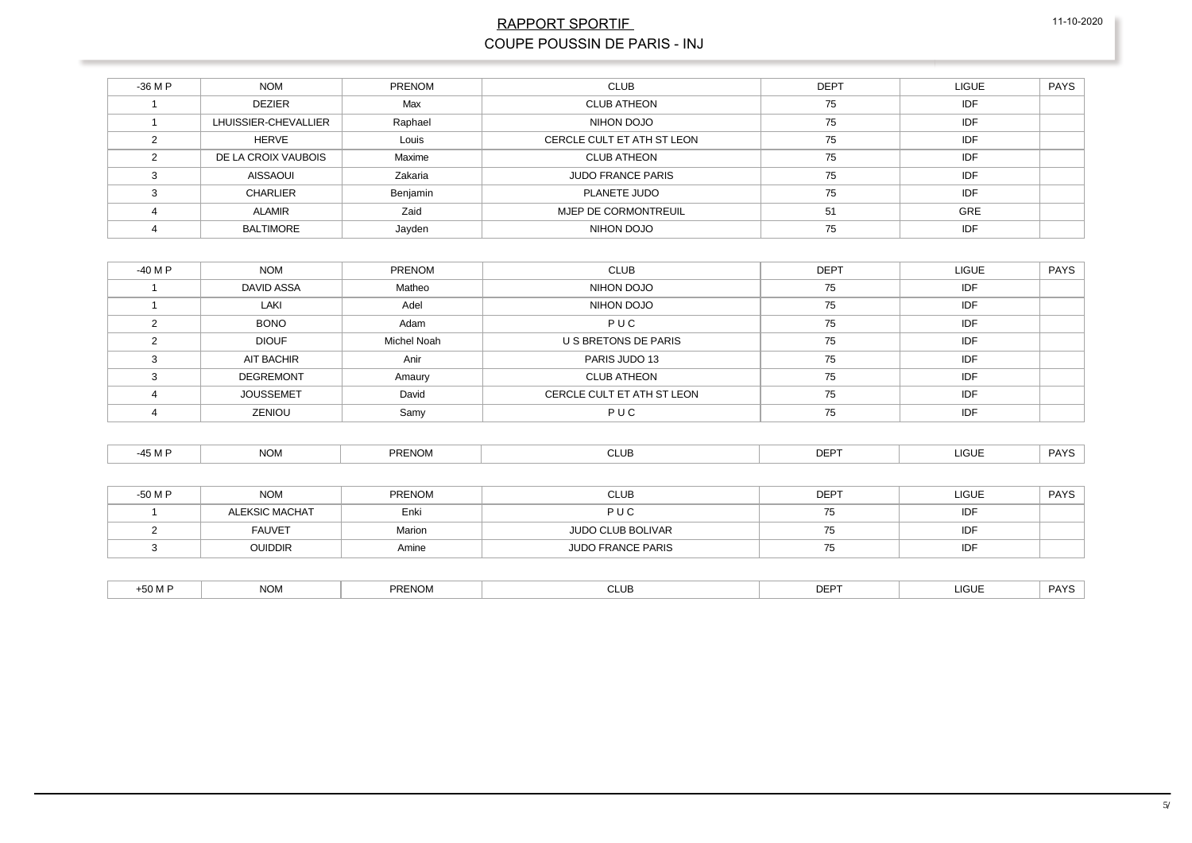# RAPPORT SPORTIF

## COUPE POUSSIN DE PARIS - INJ

11-10-2020

| -36 M P | NOM | PRENOM | CLUB | DEPT | LIGUE | PAYS |
|---|---|---|---|---|---|---|
| 1 | DEZIER | Max | CLUB ATHEON | 75 | IDF | |
| 1 | LHUISSIER-CHEVALLIER | Raphael | NIHON DOJO | 75 | IDF | |
| 2 | HERVE | Louis | CERCLE CULT ET ATH ST LEON | 75 | IDF | |
| 2 | DE LA CROIX VAUBOIS | Maxime | CLUB ATHEON | 75 | IDF | |
| 3 | AISSAOUI | Zakaria | JUDO FRANCE PARIS | 75 | IDF | |
| 3 | CHARLIER | Benjamin | PLANETE JUDO | 75 | IDF | |
| 4 | ALAMIR | Zaid | MJEP DE CORMONTREUIL | 51 | GRE | |
| 4 | BALTIMORE | Jayden | NIHON DOJO | 75 | IDF | |

| -40 M P | NOM | PRENOM | CLUB | DEPT | LIGUE | PAYS |
|---|---|---|---|---|---|---|
| 1 | DAVID ASSA | Matheo | NIHON DOJO | 75 | IDF | |
| 1 | LAKI | Adel | NIHON DOJO | 75 | IDF | |
| 2 | BONO | Adam | P U C | 75 | IDF | |
| 2 | DIOUF | Michel Noah | U S BRETONS DE PARIS | 75 | IDF | |
| 3 | AIT BACHIR | Anir | PARIS JUDO 13 | 75 | IDF | |
| 3 | DEGREMONT | Amaury | CLUB ATHEON | 75 | IDF | |
| 4 | JOUSSEMET | David | CERCLE CULT ET ATH ST LEON | 75 | IDF | |
| 4 | ZENIOU | Samy | P U C | 75 | IDF | |

| -45 M P | NOM | PRENOM | CLUB | DEPT | LIGUE | PAYS |
|---|---|---|---|---|---|---|

| -50 M P | NOM | PRENOM | CLUB | DEPT | LIGUE | PAYS |
|---|---|---|---|---|---|---|
| 1 | ALEKSIC MACHAT | Enki | P U C | 75 | IDF | |
| 2 | FAUVET | Marion | JUDO CLUB BOLIVAR | 75 | IDF | |
| 3 | OUIDDIR | Amine | JUDO FRANCE PARIS | 75 | IDF | |

| +50 M P | NOM | PRENOM | CLUB | DEPT | LIGUE | PAYS |
|---|---|---|---|---|---|---|